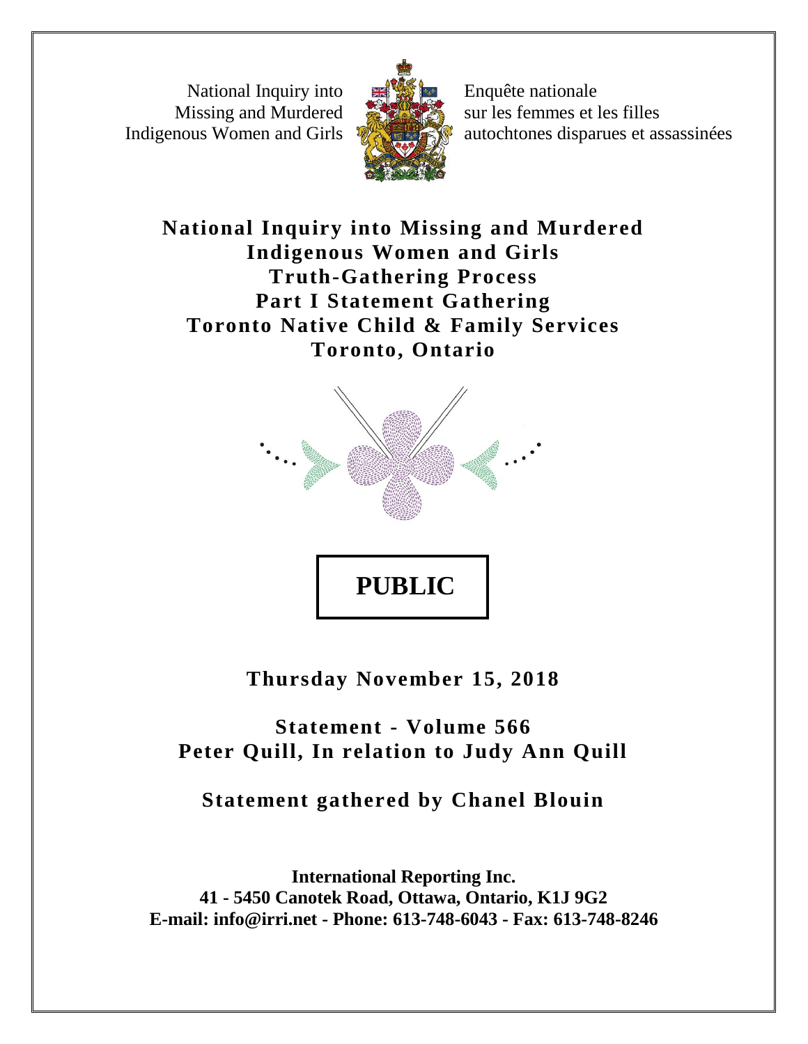National Inquiry into Missing and Murdered Indigenous Women and Girls

Enquête nationale sur les femmes et les filles autochtones disparues et assassinées

# National Inquiry into Missing and Murdered Indigenous Women and Girls Truth-Gathering Process Part I Statement Gathering Toronto Native Child & Family Services Toronto, Ontario

**PUBLIC**

**Thursday November 15, 2018**

**Statement - Volume 566**
**Peter Quill, In relation to Judy Ann Quill**

**Statement gathered by Chanel Blouin**

**International Reporting Inc.**
**41 - 5450 Canotek Road, Ottawa, Ontario, K1J 9G2**
**E-mail: info@irri.net - Phone: 613-748-6043 - Fax: 613-748-8246**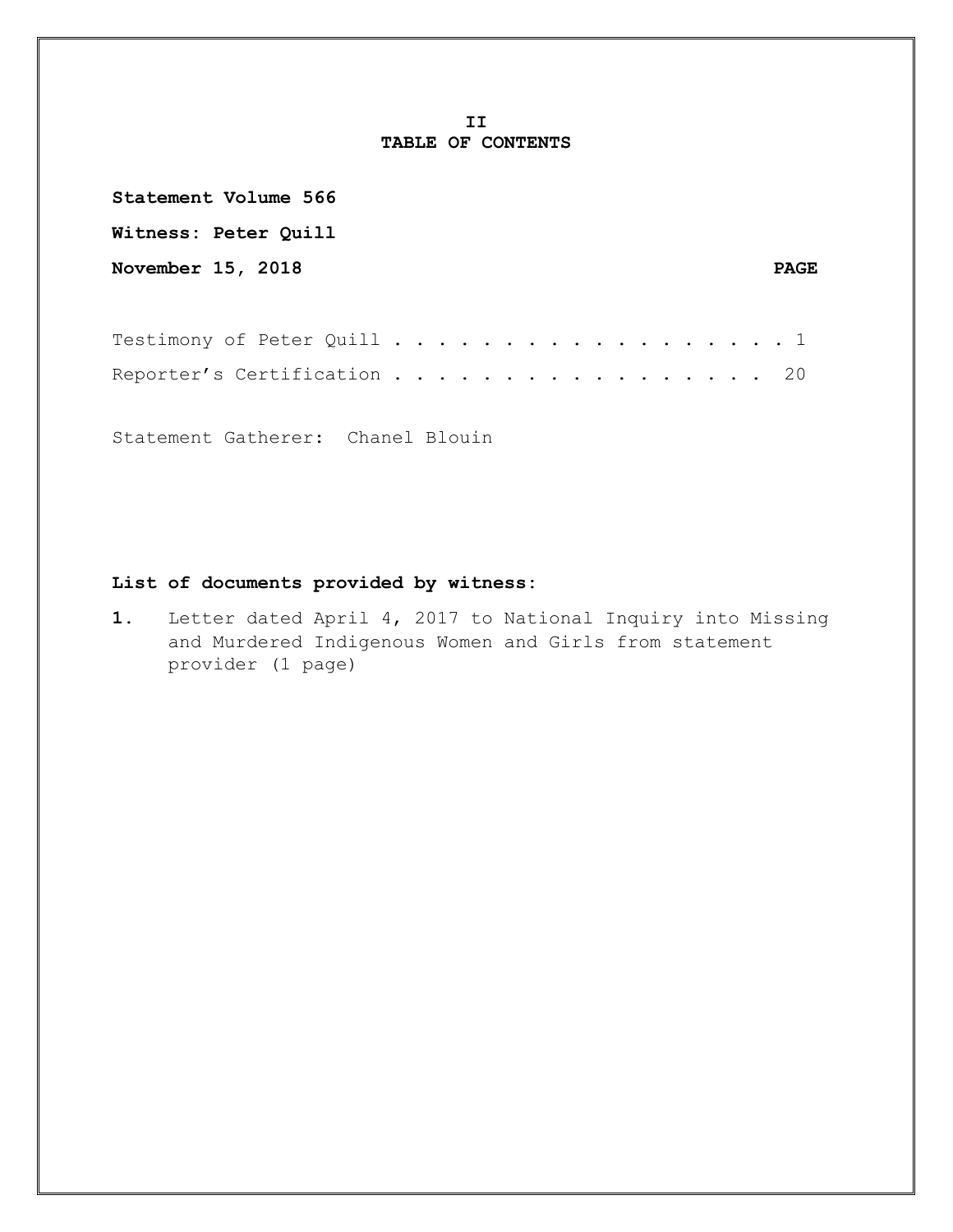# II
# TABLE OF CONTENTS

**Statement Volume 566**

**Witness: Peter Quill**

**November 15, 2018** **PAGE**

Testimony of Peter Quill . . . . . . . . . . . . . . . . . . . 1

Reporter's Certification . . . . . . . . . . . . . . . . . . 20

Statement Gatherer: Chanel Blouin

**List of documents provided by witness:**

**1.** Letter dated April 4, 2017 to National Inquiry into Missing and Murdered Indigenous Women and Girls from statement provider (1 page)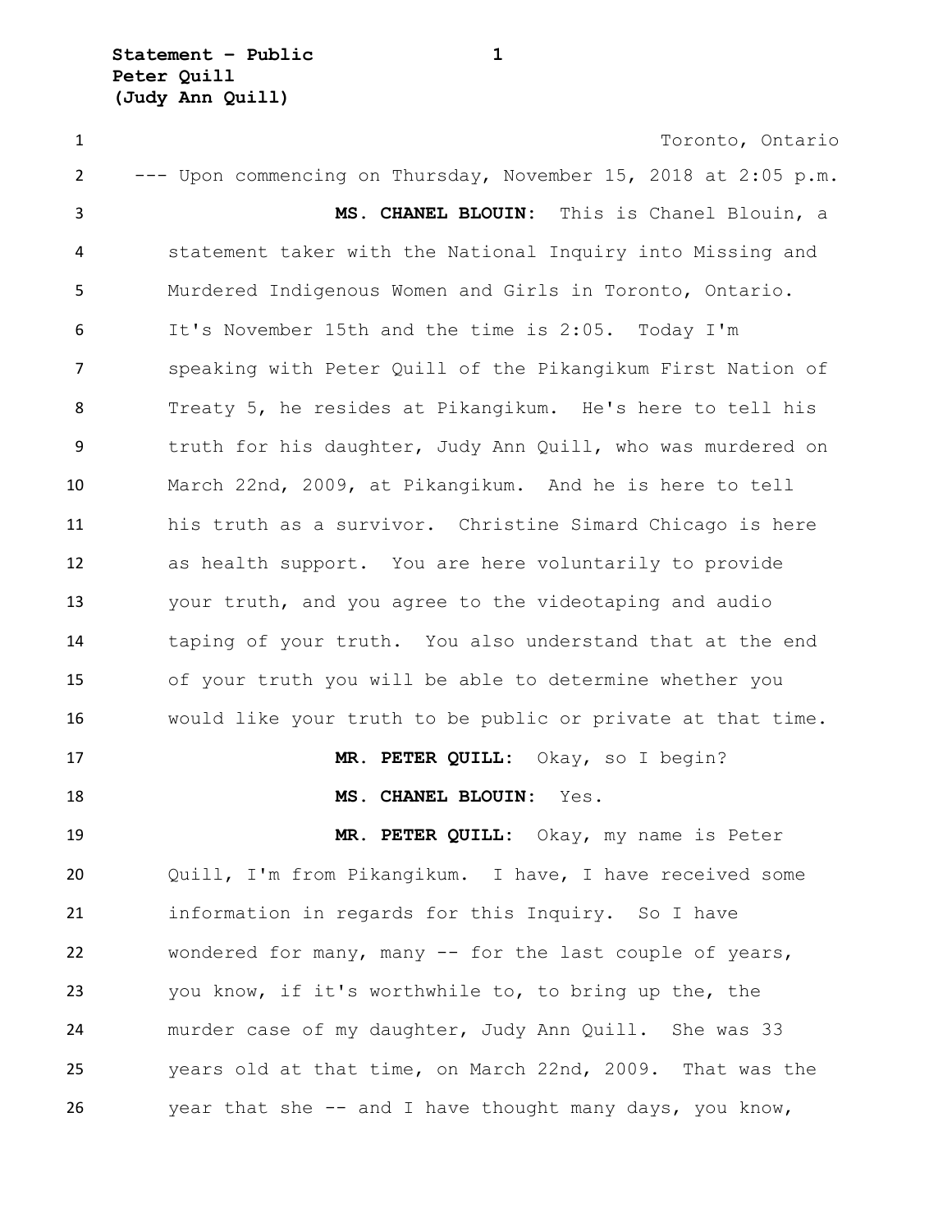Toronto, Ontario

--- Upon commencing on Thursday, November 15, 2018 at 2:05 p.m.

**MS. CHANEL BLOUIN:** This is Chanel Blouin, a statement taker with the National Inquiry into Missing and Murdered Indigenous Women and Girls in Toronto, Ontario. It's November 15th and the time is 2:05. Today I'm speaking with Peter Quill of the Pikangikum First Nation of Treaty 5, he resides at Pikangikum. He's here to tell his truth for his daughter, Judy Ann Quill, who was murdered on March 22nd, 2009, at Pikangikum. And he is here to tell his truth as a survivor. Christine Simard Chicago is here as health support. You are here voluntarily to provide your truth, and you agree to the videotaping and audio taping of your truth. You also understand that at the end of your truth you will be able to determine whether you would like your truth to be public or private at that time.

**MR. PETER QUILL:** Okay, so I begin?

**MS. CHANEL BLOUIN:** Yes.

**MR. PETER QUILL:** Okay, my name is Peter Quill, I'm from Pikangikum. I have, I have received some information in regards for this Inquiry. So I have wondered for many, many -- for the last couple of years, you know, if it's worthwhile to, to bring up the, the murder case of my daughter, Judy Ann Quill. She was 33 years old at that time, on March 22nd, 2009. That was the year that she -- and I have thought many days, you know,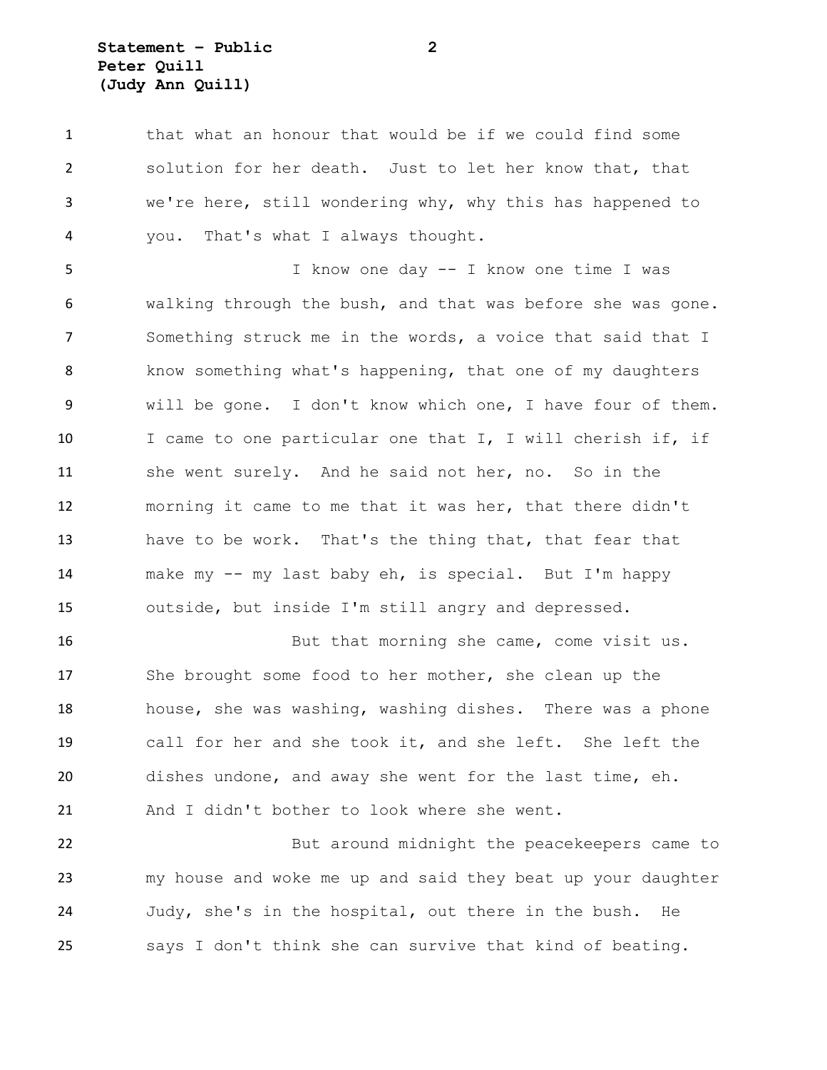that what an honour that would be if we could find some solution for her death. Just to let her know that, that we're here, still wondering why, why this has happened to you. That's what I always thought.

I know one day -- I know one time I was walking through the bush, and that was before she was gone. Something struck me in the words, a voice that said that I know something what's happening, that one of my daughters will be gone. I don't know which one, I have four of them. I came to one particular one that I, I will cherish if, if she went surely. And he said not her, no. So in the morning it came to me that it was her, that there didn't have to be work. That's the thing that, that fear that make my -- my last baby eh, is special. But I'm happy outside, but inside I'm still angry and depressed.

But that morning she came, come visit us. She brought some food to her mother, she clean up the house, she was washing, washing dishes. There was a phone call for her and she took it, and she left. She left the dishes undone, and away she went for the last time, eh. And I didn't bother to look where she went.

But around midnight the peacekeepers came to my house and woke me up and said they beat up your daughter Judy, she's in the hospital, out there in the bush. He says I don't think she can survive that kind of beating.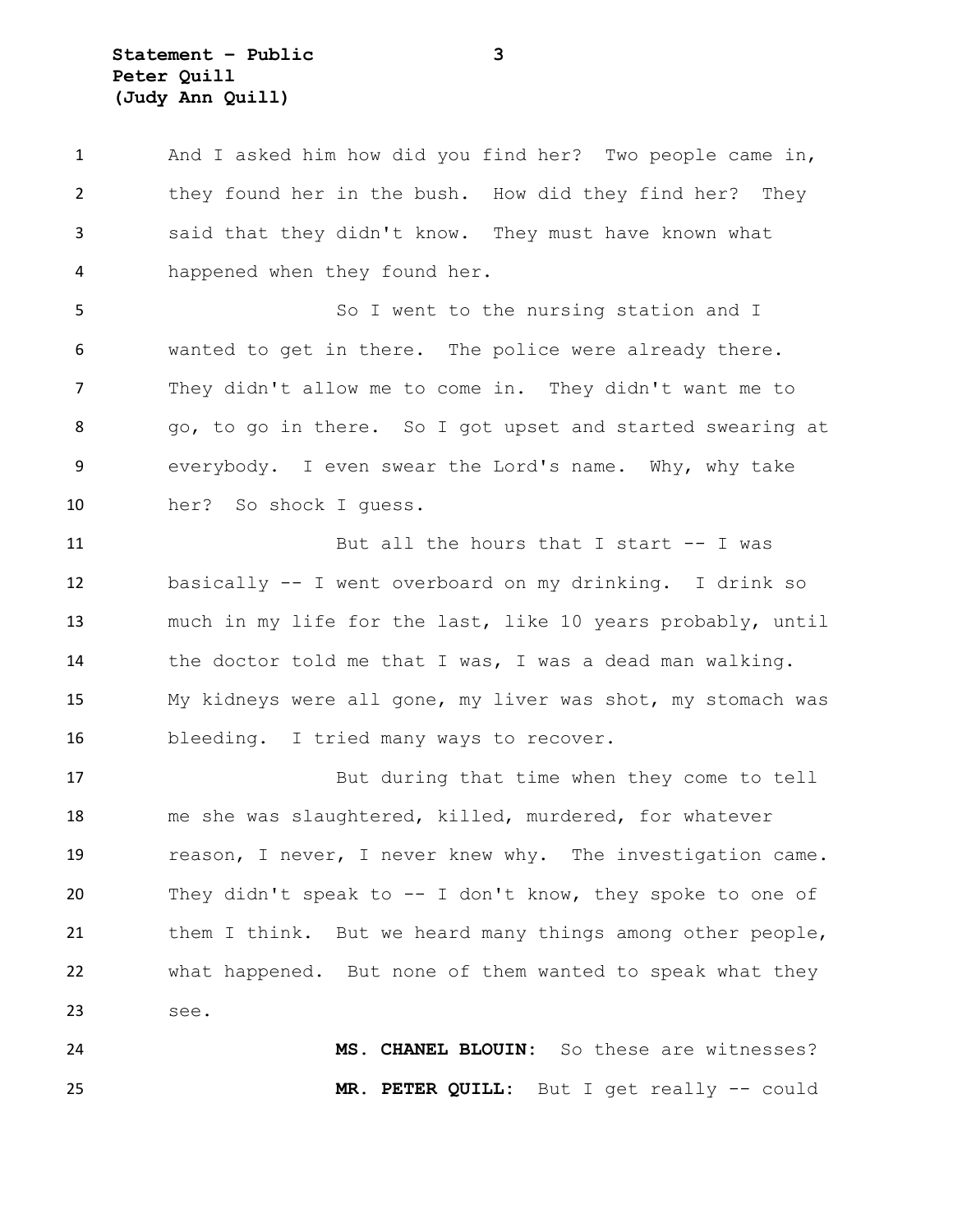And I asked him how did you find her? Two people came in, they found her in the bush. How did they find her? They said that they didn't know. They must have known what happened when they found her.

So I went to the nursing station and I wanted to get in there. The police were already there. They didn't allow me to come in. They didn't want me to go, to go in there. So I got upset and started swearing at everybody. I even swear the Lord's name. Why, why take her? So shock I guess.

But all the hours that I start -- I was basically -- I went overboard on my drinking. I drink so much in my life for the last, like 10 years probably, until the doctor told me that I was, I was a dead man walking. My kidneys were all gone, my liver was shot, my stomach was bleeding. I tried many ways to recover.

But during that time when they come to tell me she was slaughtered, killed, murdered, for whatever reason, I never, I never knew why. The investigation came. They didn't speak to -- I don't know, they spoke to one of them I think. But we heard many things among other people, what happened. But none of them wanted to speak what they see.

**MS. CHANEL BLOUIN:** So these are witnesses?

**MR. PETER QUILL:** But I get really -- could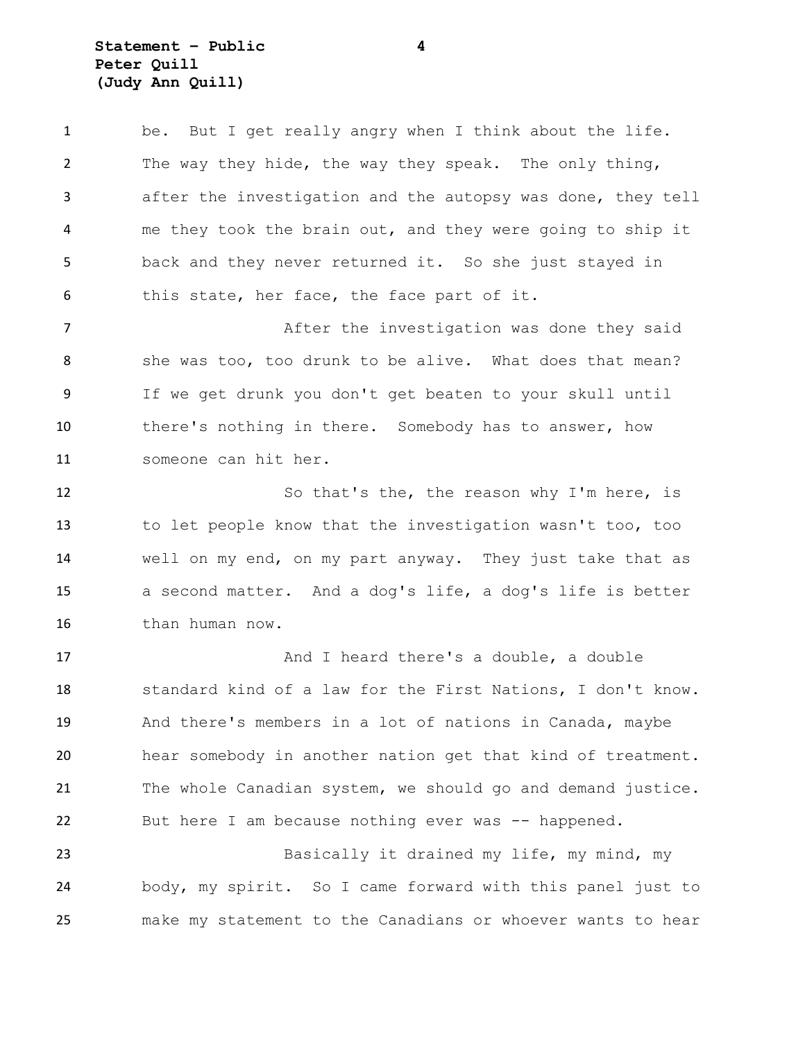be. But I get really angry when I think about the life. The way they hide, the way they speak. The only thing, after the investigation and the autopsy was done, they tell me they took the brain out, and they were going to ship it back and they never returned it. So she just stayed in this state, her face, the face part of it.

After the investigation was done they said she was too, too drunk to be alive. What does that mean? If we get drunk you don't get beaten to your skull until there's nothing in there. Somebody has to answer, how someone can hit her.

So that's the, the reason why I'm here, is to let people know that the investigation wasn't too, too well on my end, on my part anyway. They just take that as a second matter. And a dog's life, a dog's life is better than human now.

And I heard there's a double, a double standard kind of a law for the First Nations, I don't know. And there's members in a lot of nations in Canada, maybe hear somebody in another nation get that kind of treatment. The whole Canadian system, we should go and demand justice. But here I am because nothing ever was -- happened.

Basically it drained my life, my mind, my body, my spirit. So I came forward with this panel just to make my statement to the Canadians or whoever wants to hear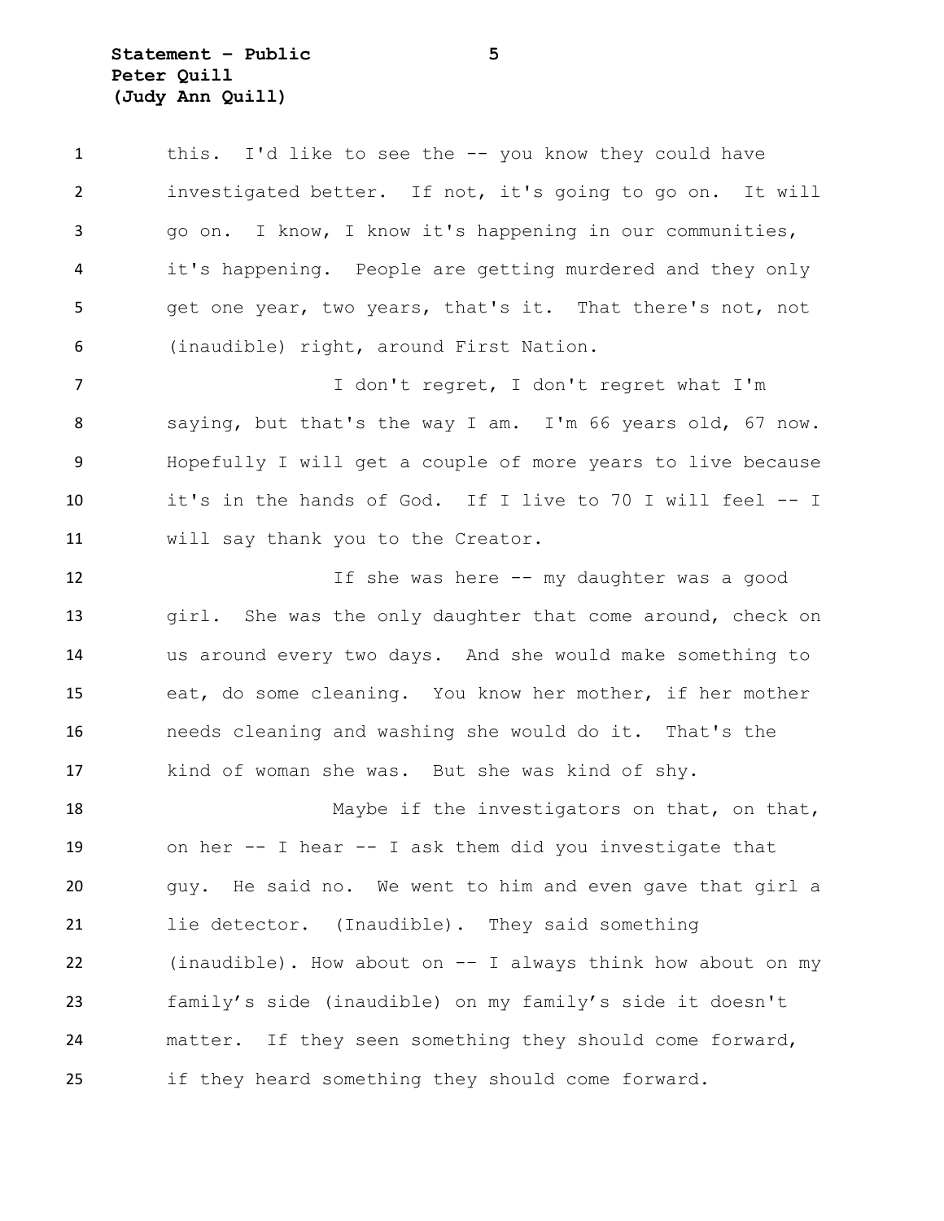this. I'd like to see the -- you know they could have investigated better. If not, it's going to go on. It will go on. I know, I know it's happening in our communities, it's happening. People are getting murdered and they only get one year, two years, that's it. That there's not, not (inaudible) right, around First Nation.

I don't regret, I don't regret what I'm saying, but that's the way I am. I'm 66 years old, 67 now. Hopefully I will get a couple of more years to live because it's in the hands of God. If I live to 70 I will feel -- I will say thank you to the Creator.

If she was here -- my daughter was a good girl. She was the only daughter that come around, check on us around every two days. And she would make something to eat, do some cleaning. You know her mother, if her mother needs cleaning and washing she would do it. That's the kind of woman she was. But she was kind of shy.

Maybe if the investigators on that, on that, on her -- I hear -- I ask them did you investigate that guy. He said no. We went to him and even gave that girl a lie detector. (Inaudible). They said something (inaudible). How about on -- I always think how about on my family's side (inaudible) on my family's side it doesn't matter. If they seen something they should come forward, if they heard something they should come forward.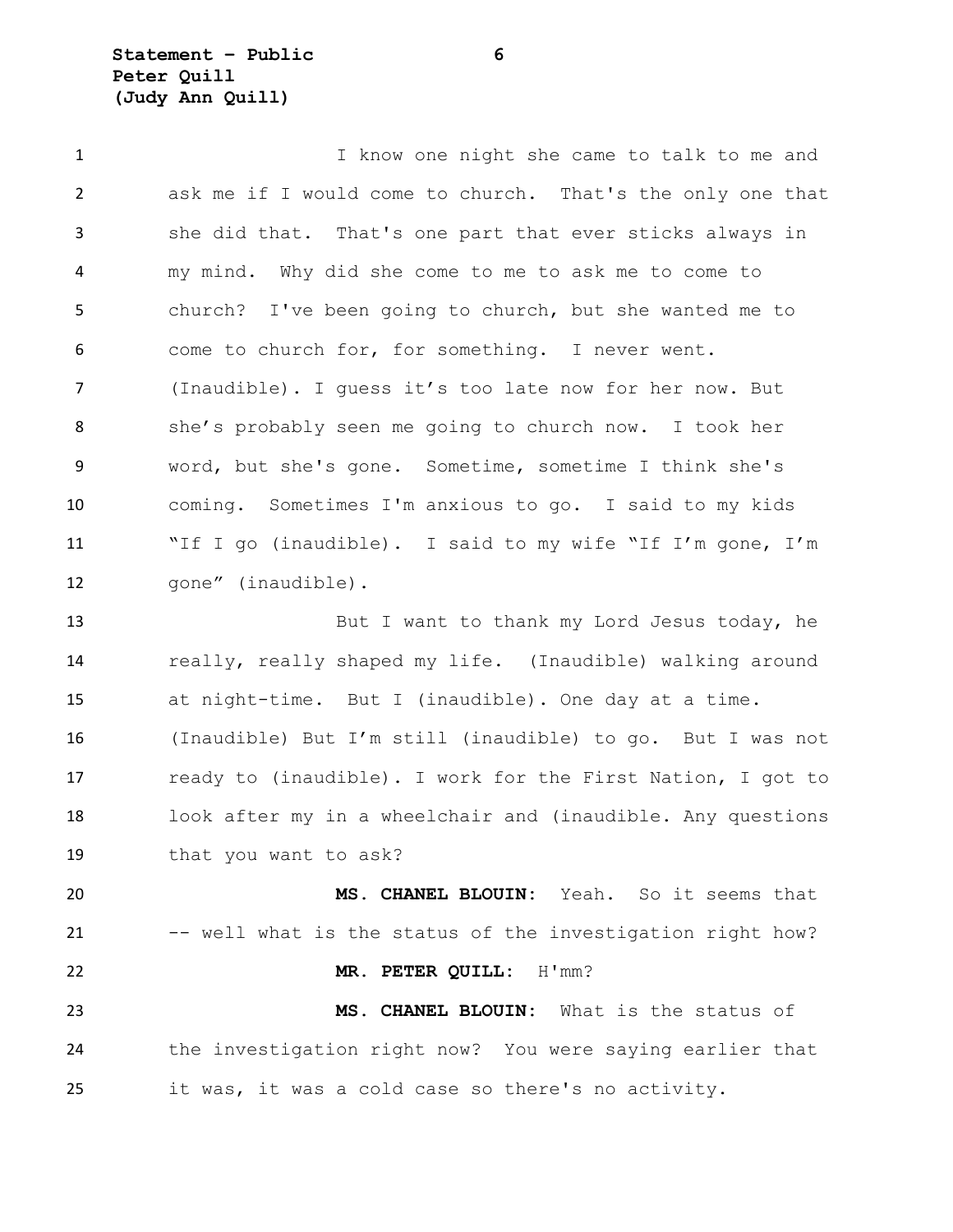I know one night she came to talk to me and ask me if I would come to church. That's the only one that she did that. That's one part that ever sticks always in my mind. Why did she come to me to ask me to come to church? I've been going to church, but she wanted me to come to church for, for something. I never went. (Inaudible). I guess it's too late now for her now. But she's probably seen me going to church now. I took her word, but she's gone. Sometime, sometime I think she's coming. Sometimes I'm anxious to go. I said to my kids "If I go (inaudible). I said to my wife "If I'm gone, I'm gone" (inaudible).

But I want to thank my Lord Jesus today, he really, really shaped my life. (Inaudible) walking around at night-time. But I (inaudible). One day at a time. (Inaudible) But I'm still (inaudible) to go. But I was not ready to (inaudible). I work for the First Nation, I got to look after my in a wheelchair and (inaudible. Any questions that you want to ask?

**MS. CHANEL BLOUIN:** Yeah. So it seems that -- well what is the status of the investigation right how?

**MR. PETER QUILL:** H'mm?

**MS. CHANEL BLOUIN:** What is the status of the investigation right now? You were saying earlier that it was, it was a cold case so there's no activity.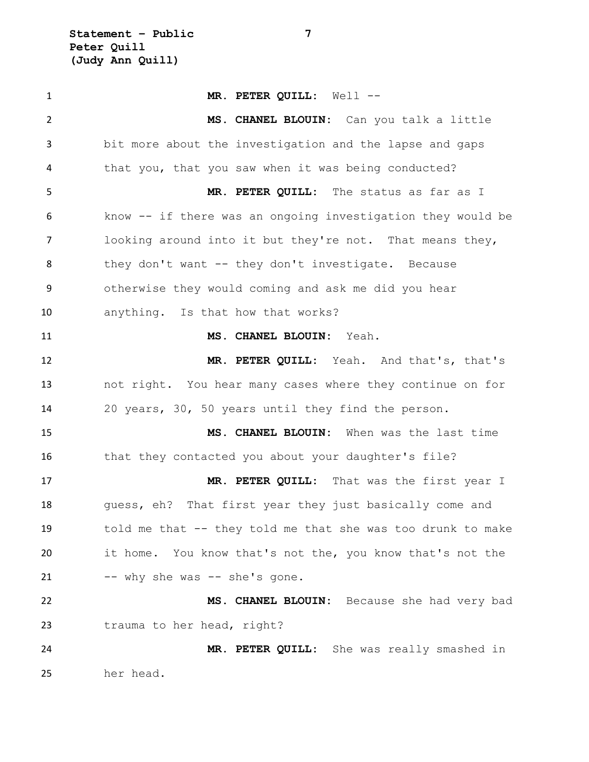**MR. PETER QUILL:** Well --

**MS. CHANEL BLOUIN:** Can you talk a little bit more about the investigation and the lapse and gaps that you, that you saw when it was being conducted?

**MR. PETER QUILL:** The status as far as I know -- if there was an ongoing investigation they would be looking around into it but they're not. That means they, they don't want -- they don't investigate. Because otherwise they would coming and ask me did you hear anything. Is that how that works?

**MS. CHANEL BLOUIN:** Yeah.

**MR. PETER QUILL:** Yeah. And that's, that's not right. You hear many cases where they continue on for 20 years, 30, 50 years until they find the person.

**MS. CHANEL BLOUIN:** When was the last time that they contacted you about your daughter's file?

**MR. PETER QUILL:** That was the first year I guess, eh? That first year they just basically come and told me that -- they told me that she was too drunk to make it home. You know that's not the, you know that's not the -- why she was -- she's gone.

**MS. CHANEL BLOUIN:** Because she had very bad trauma to her head, right?

**MR. PETER QUILL:** She was really smashed in her head.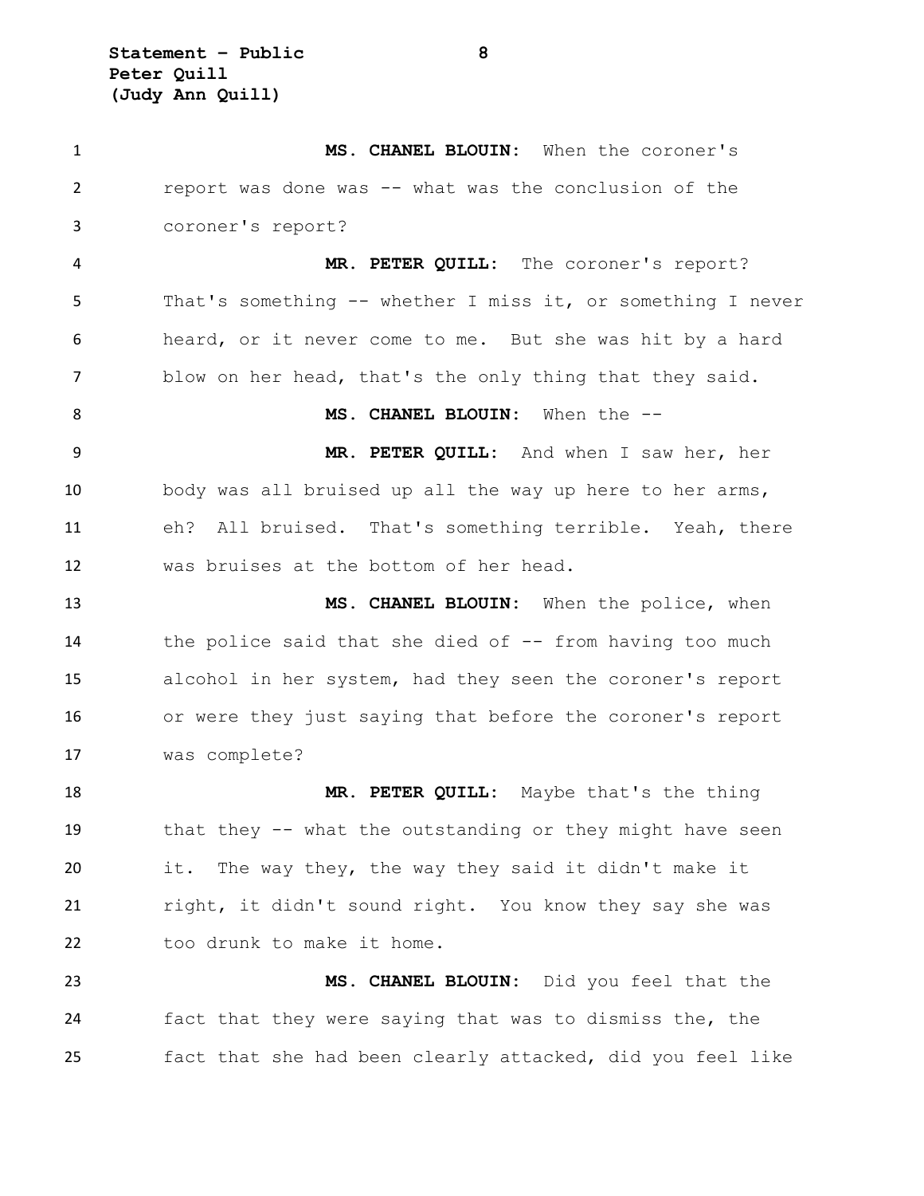**MS. CHANEL BLOUIN:** When the coroner's report was done was -- what was the conclusion of the coroner's report?

**MR. PETER QUILL:** The coroner's report? That's something -- whether I miss it, or something I never heard, or it never come to me. But she was hit by a hard blow on her head, that's the only thing that they said.

**MS. CHANEL BLOUIN:** When the --

**MR. PETER QUILL:** And when I saw her, her body was all bruised up all the way up here to her arms, eh? All bruised. That's something terrible. Yeah, there was bruises at the bottom of her head.

**MS. CHANEL BLOUIN:** When the police, when the police said that she died of -- from having too much alcohol in her system, had they seen the coroner's report or were they just saying that before the coroner's report was complete?

**MR. PETER QUILL:** Maybe that's the thing that they -- what the outstanding or they might have seen it. The way they, the way they said it didn't make it right, it didn't sound right. You know they say she was too drunk to make it home.

**MS. CHANEL BLOUIN:** Did you feel that the fact that they were saying that was to dismiss the, the fact that she had been clearly attacked, did you feel like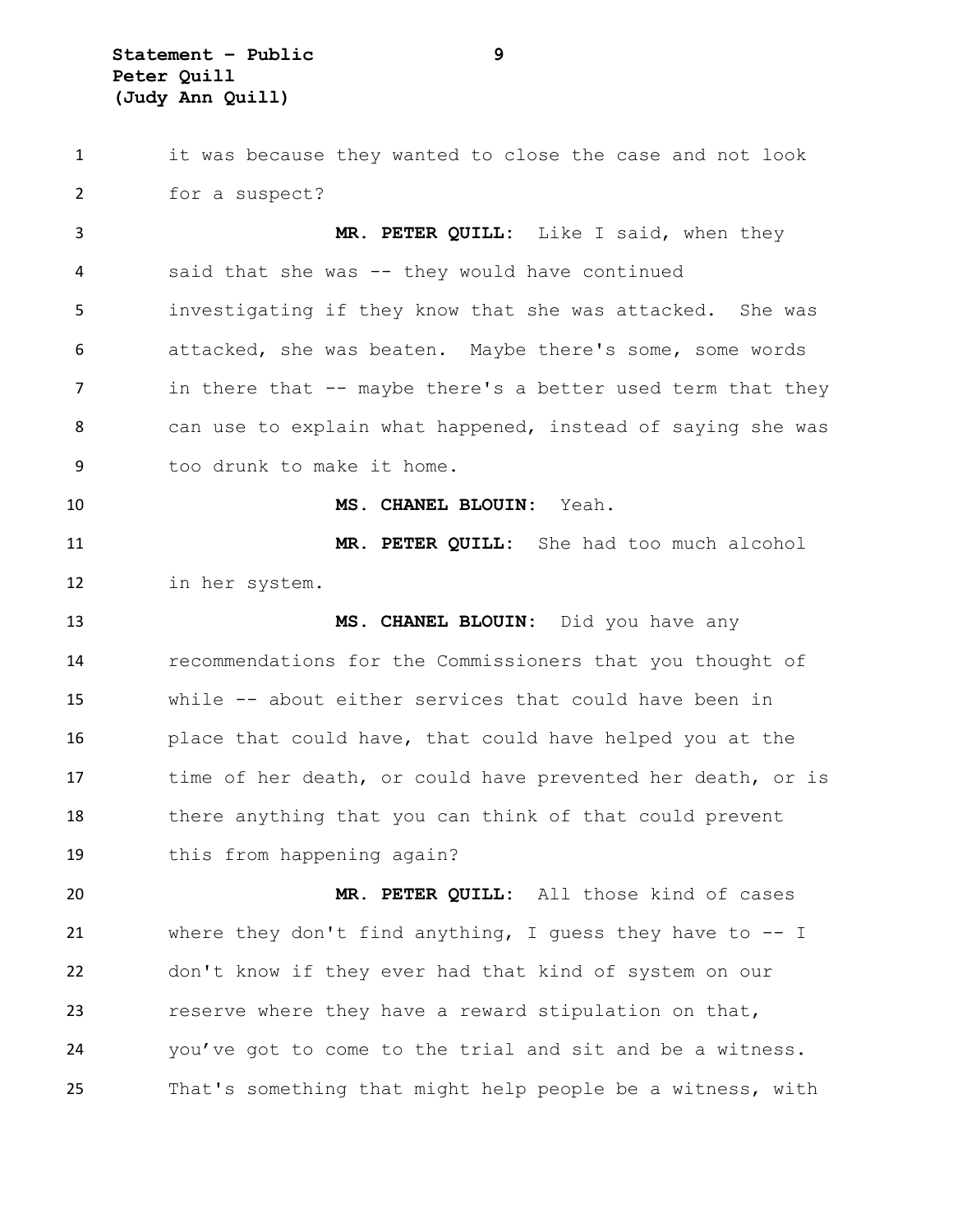it was because they wanted to close the case and not look for a suspect?

**MR. PETER QUILL:** Like I said, when they said that she was -- they would have continued investigating if they know that she was attacked. She was attacked, she was beaten. Maybe there's some, some words in there that -- maybe there's a better used term that they can use to explain what happened, instead of saying she was too drunk to make it home.

**MS. CHANEL BLOUIN:** Yeah.

**MR. PETER QUILL:** She had too much alcohol in her system.

**MS. CHANEL BLOUIN:** Did you have any recommendations for the Commissioners that you thought of while -- about either services that could have been in place that could have, that could have helped you at the time of her death, or could have prevented her death, or is there anything that you can think of that could prevent this from happening again?

**MR. PETER QUILL:** All those kind of cases where they don't find anything, I guess they have to -- I don't know if they ever had that kind of system on our reserve where they have a reward stipulation on that, you've got to come to the trial and sit and be a witness. That's something that might help people be a witness, with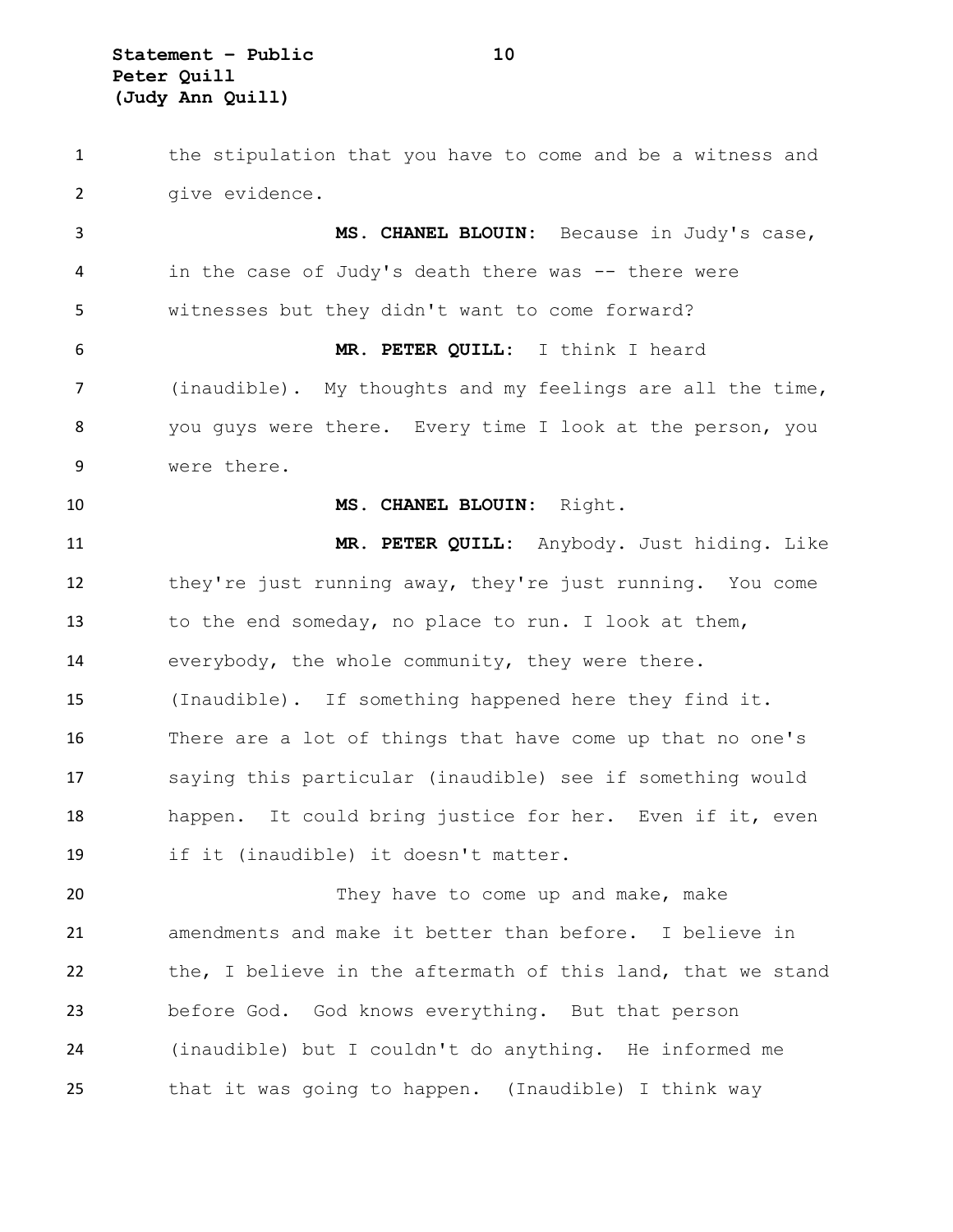the stipulation that you have to come and be a witness and give evidence.

**MS. CHANEL BLOUIN:** Because in Judy's case, in the case of Judy's death there was -- there were witnesses but they didn't want to come forward?

**MR. PETER QUILL:** I think I heard (inaudible). My thoughts and my feelings are all the time, you guys were there. Every time I look at the person, you were there.

**MS. CHANEL BLOUIN:** Right.

**MR. PETER QUILL:** Anybody. Just hiding. Like they're just running away, they're just running. You come to the end someday, no place to run. I look at them, everybody, the whole community, they were there. (Inaudible). If something happened here they find it. There are a lot of things that have come up that no one's saying this particular (inaudible) see if something would happen. It could bring justice for her. Even if it, even if it (inaudible) it doesn't matter.

They have to come up and make, make amendments and make it better than before. I believe in the, I believe in the aftermath of this land, that we stand before God. God knows everything. But that person (inaudible) but I couldn't do anything. He informed me that it was going to happen. (Inaudible) I think way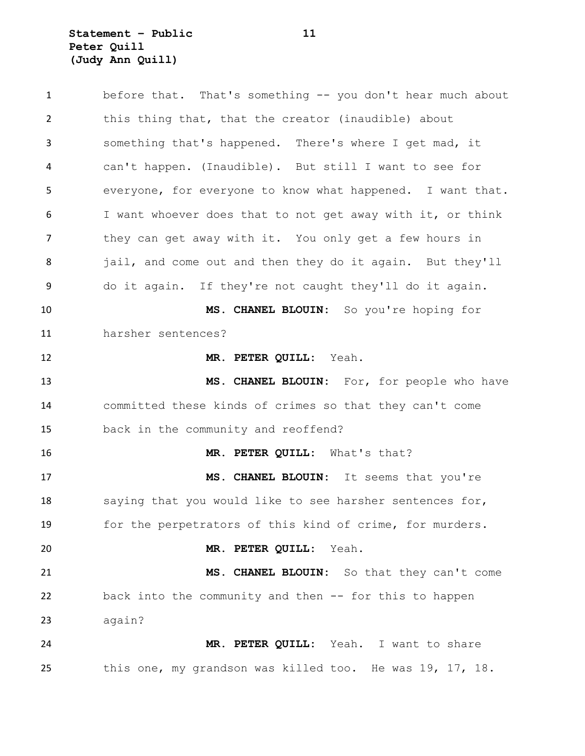before that. That's something -- you don't hear much about this thing that, that the creator (inaudible) about something that's happened. There's where I get mad, it can't happen. (Inaudible). But still I want to see for everyone, for everyone to know what happened. I want that. I want whoever does that to not get away with it, or think they can get away with it. You only get a few hours in jail, and come out and then they do it again. But they'll do it again. If they're not caught they'll do it again.

**MS. CHANEL BLOUIN:** So you're hoping for harsher sentences?

**MR. PETER QUILL:** Yeah.

**MS. CHANEL BLOUIN:** For, for people who have committed these kinds of crimes so that they can't come back in the community and reoffend?

**MR. PETER QUILL:** What's that?

**MS. CHANEL BLOUIN:** It seems that you're saying that you would like to see harsher sentences for, for the perpetrators of this kind of crime, for murders.

**MR. PETER QUILL:** Yeah.

**MS. CHANEL BLOUIN:** So that they can't come back into the community and then -- for this to happen again?

**MR. PETER QUILL:** Yeah. I want to share this one, my grandson was killed too. He was 19, 17, 18.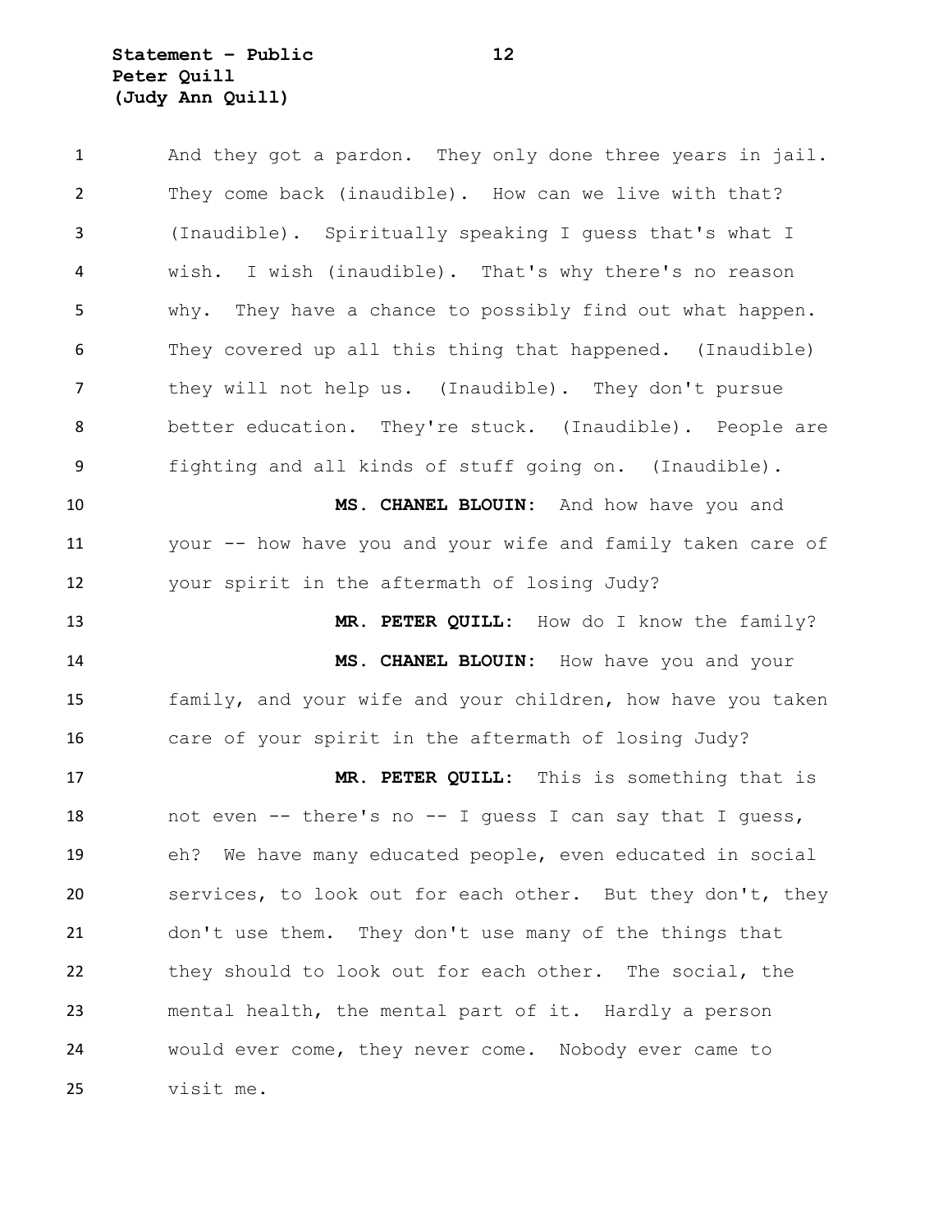And they got a pardon. They only done three years in jail. They come back (inaudible). How can we live with that? (Inaudible). Spiritually speaking I guess that's what I wish. I wish (inaudible). That's why there's no reason why. They have a chance to possibly find out what happen. They covered up all this thing that happened. (Inaudible) they will not help us. (Inaudible). They don't pursue better education. They're stuck. (Inaudible). People are fighting and all kinds of stuff going on. (Inaudible).

**MS. CHANEL BLOUIN:** And how have you and your -- how have you and your wife and family taken care of your spirit in the aftermath of losing Judy?

**MR. PETER QUILL:** How do I know the family?

**MS. CHANEL BLOUIN:** How have you and your family, and your wife and your children, how have you taken care of your spirit in the aftermath of losing Judy?

**MR. PETER QUILL:** This is something that is not even -- there's no -- I guess I can say that I guess, eh? We have many educated people, even educated in social services, to look out for each other. But they don't, they don't use them. They don't use many of the things that they should to look out for each other. The social, the mental health, the mental part of it. Hardly a person would ever come, they never come. Nobody ever came to visit me.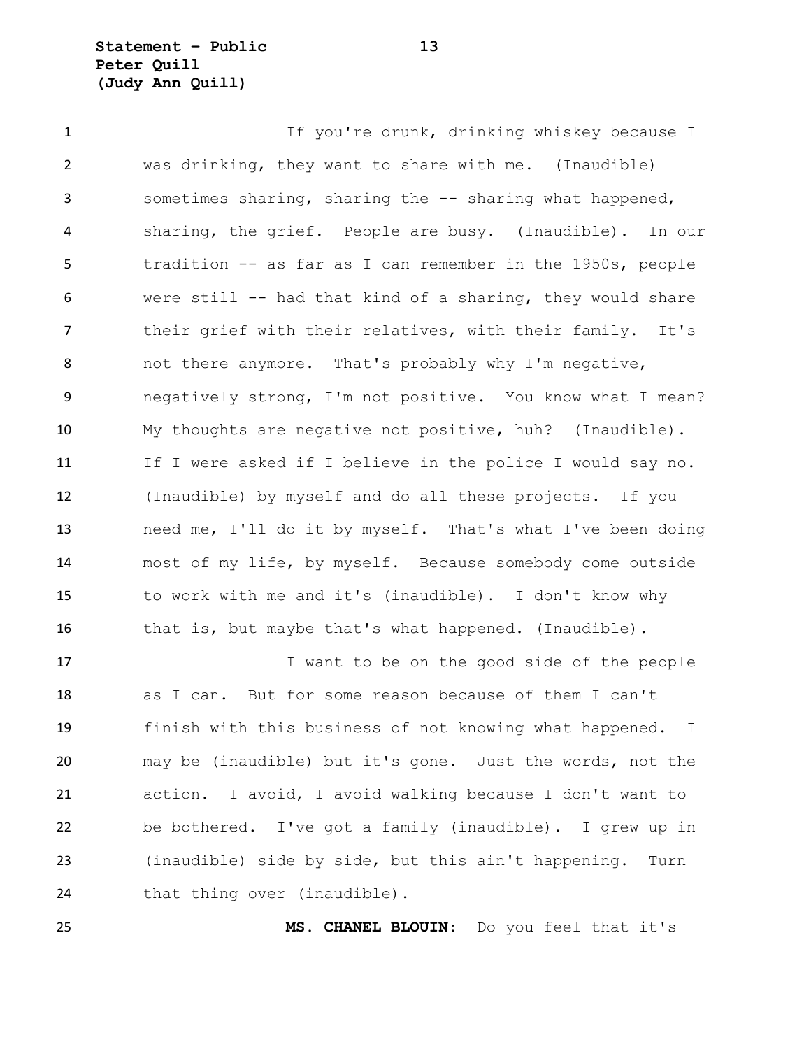If you're drunk, drinking whiskey because I was drinking, they want to share with me. (Inaudible) sometimes sharing, sharing the -- sharing what happened, sharing, the grief. People are busy. (Inaudible). In our tradition -- as far as I can remember in the 1950s, people were still -- had that kind of a sharing, they would share their grief with their relatives, with their family. It's not there anymore. That's probably why I'm negative, negatively strong, I'm not positive. You know what I mean? My thoughts are negative not positive, huh? (Inaudible). If I were asked if I believe in the police I would say no. (Inaudible) by myself and do all these projects. If you need me, I'll do it by myself. That's what I've been doing most of my life, by myself. Because somebody come outside to work with me and it's (inaudible). I don't know why that is, but maybe that's what happened. (Inaudible).

I want to be on the good side of the people as I can. But for some reason because of them I can't finish with this business of not knowing what happened. I may be (inaudible) but it's gone. Just the words, not the action. I avoid, I avoid walking because I don't want to be bothered. I've got a family (inaudible). I grew up in (inaudible) side by side, but this ain't happening. Turn that thing over (inaudible).

**MS. CHANEL BLOUIN:** Do you feel that it's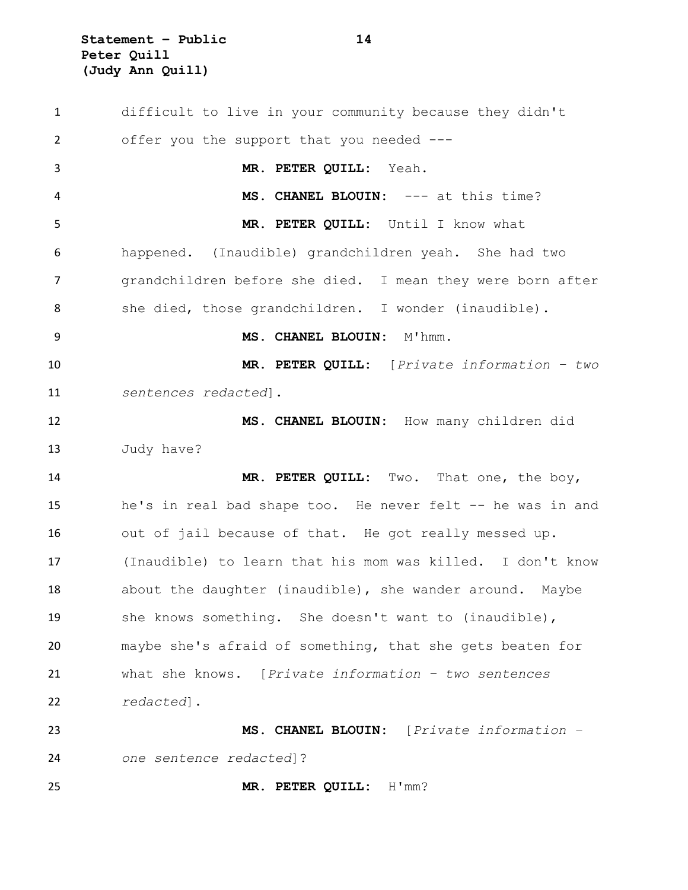difficult to live in your community because they didn't offer you the support that you needed ---

**MR. PETER QUILL:** Yeah.

**MS. CHANEL BLOUIN:** --- at this time?

**MR. PETER QUILL:** Until I know what happened. (Inaudible) grandchildren yeah. She had two grandchildren before she died. I mean they were born after she died, those grandchildren. I wonder (inaudible).

**MS. CHANEL BLOUIN:** M'hmm.

**MR. PETER QUILL:** [*Private information – two sentences redacted*].

**MS. CHANEL BLOUIN:** How many children did Judy have?

**MR. PETER QUILL:** Two. That one, the boy, he's in real bad shape too. He never felt -- he was in and out of jail because of that. He got really messed up. (Inaudible) to learn that his mom was killed. I don't know about the daughter (inaudible), she wander around. Maybe she knows something. She doesn't want to (inaudible), maybe she's afraid of something, that she gets beaten for what she knows. [*Private information – two sentences redacted*].

**MS. CHANEL BLOUIN:** [*Private information – one sentence redacted*]?

**MR. PETER QUILL:** H'mm?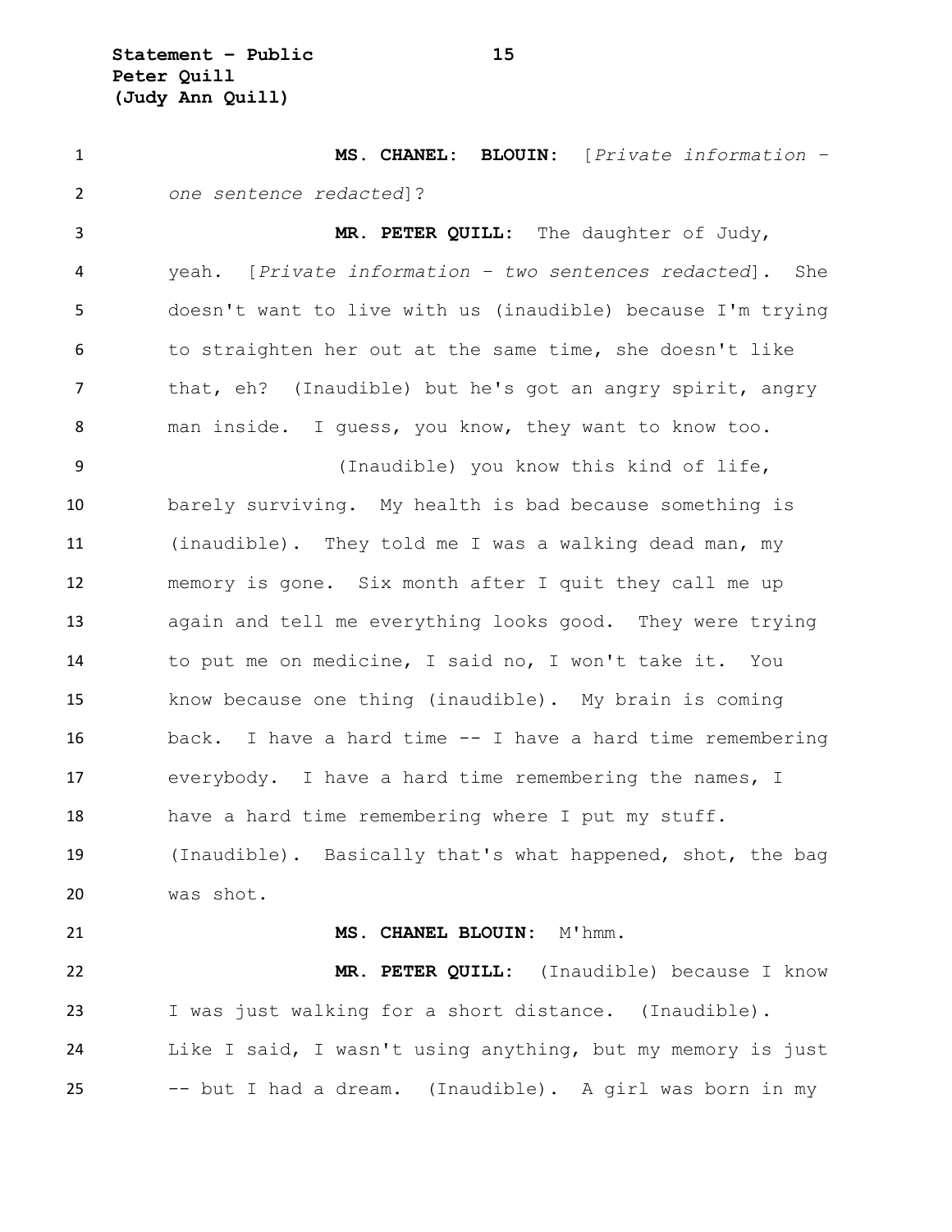**MS. CHANEL: BLOUIN:** [*Private information – one sentence redacted*]?

**MR. PETER QUILL:** The daughter of Judy, yeah. [*Private information – two sentences redacted*]. She doesn't want to live with us (inaudible) because I'm trying to straighten her out at the same time, she doesn't like that, eh? (Inaudible) but he's got an angry spirit, angry man inside. I guess, you know, they want to know too.

(Inaudible) you know this kind of life, barely surviving. My health is bad because something is (inaudible). They told me I was a walking dead man, my memory is gone. Six month after I quit they call me up again and tell me everything looks good. They were trying to put me on medicine, I said no, I won't take it. You know because one thing (inaudible). My brain is coming back. I have a hard time -- I have a hard time remembering everybody. I have a hard time remembering the names, I have a hard time remembering where I put my stuff. (Inaudible). Basically that's what happened, shot, the bag was shot.

**MS. CHANEL BLOUIN:** M'hmm.

**MR. PETER QUILL:** (Inaudible) because I know I was just walking for a short distance. (Inaudible). Like I said, I wasn't using anything, but my memory is just -- but I had a dream. (Inaudible). A girl was born in my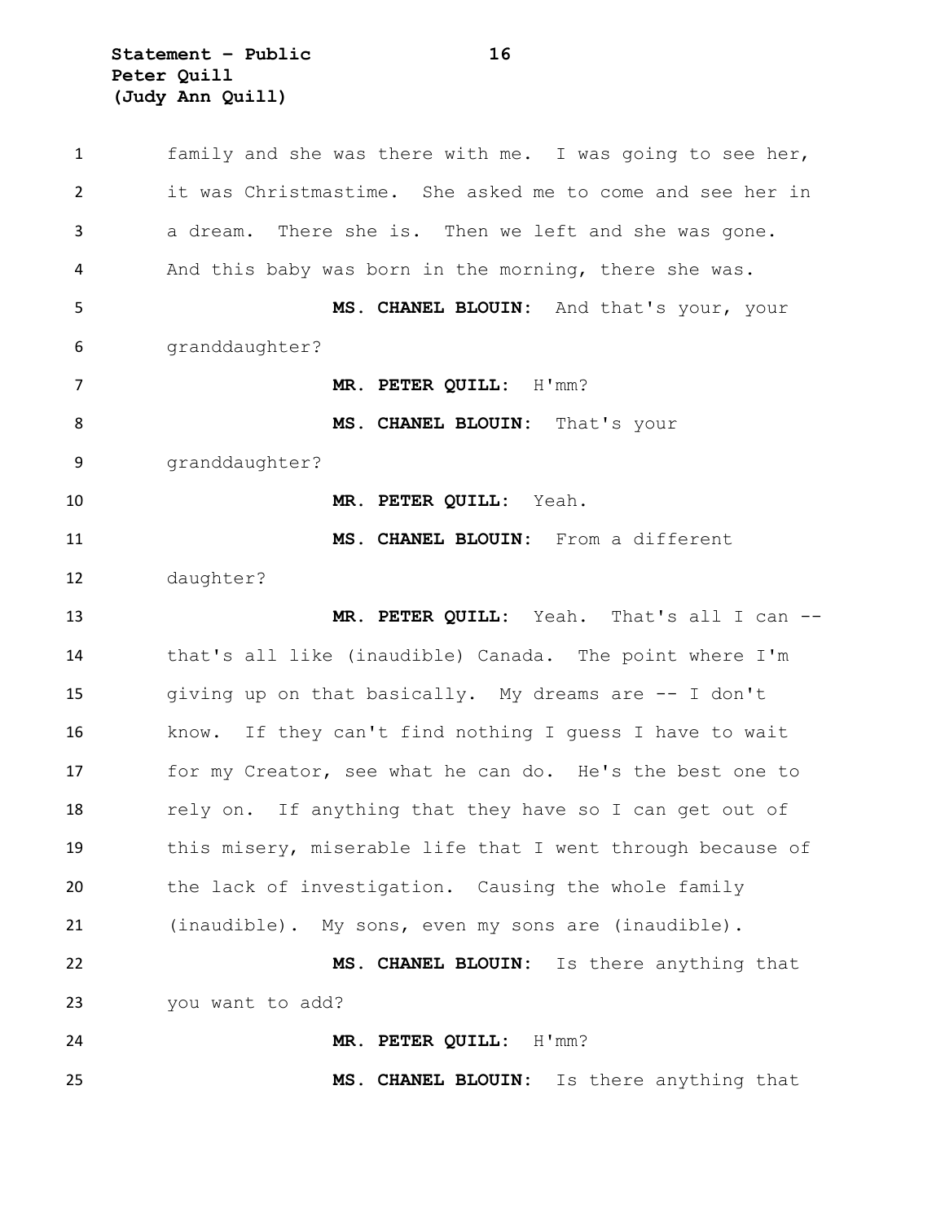family and she was there with me. I was going to see her, it was Christmastime. She asked me to come and see her in a dream. There she is. Then we left and she was gone. And this baby was born in the morning, there she was.

**MS. CHANEL BLOUIN:** And that's your, your granddaughter?

**MR. PETER QUILL:** H'mm?

**MS. CHANEL BLOUIN:** That's your granddaughter?

**MR. PETER QUILL:** Yeah.

**MS. CHANEL BLOUIN:** From a different daughter?

**MR. PETER QUILL:** Yeah. That's all I can -- that's all like (inaudible) Canada. The point where I'm giving up on that basically. My dreams are -- I don't know. If they can't find nothing I guess I have to wait for my Creator, see what he can do. He's the best one to rely on. If anything that they have so I can get out of this misery, miserable life that I went through because of the lack of investigation. Causing the whole family (inaudible). My sons, even my sons are (inaudible).

**MS. CHANEL BLOUIN:** Is there anything that you want to add?

**MR. PETER QUILL:** H'mm?

**MS. CHANEL BLOUIN:** Is there anything that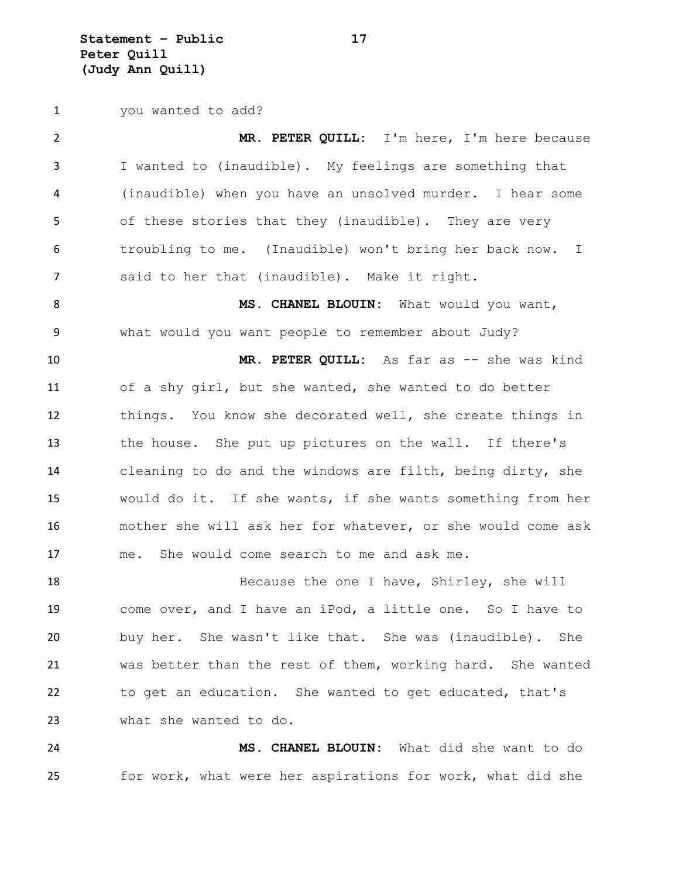you wanted to add?

**MR. PETER QUILL:** I'm here, I'm here because I wanted to (inaudible). My feelings are something that (inaudible) when you have an unsolved murder. I hear some of these stories that they (inaudible). They are very troubling to me. (Inaudible) won't bring her back now. I said to her that (inaudible). Make it right.

**MS. CHANEL BLOUIN:** What would you want, what would you want people to remember about Judy?

**MR. PETER QUILL:** As far as -- she was kind of a shy girl, but she wanted, she wanted to do better things. You know she decorated well, she create things in the house. She put up pictures on the wall. If there's cleaning to do and the windows are filth, being dirty, she would do it. If she wants, if she wants something from her mother she will ask her for whatever, or she would come ask me. She would come search to me and ask me.

Because the one I have, Shirley, she will come over, and I have an iPod, a little one. So I have to buy her. She wasn't like that. She was (inaudible). She was better than the rest of them, working hard. She wanted to get an education. She wanted to get educated, that's what she wanted to do.

**MS. CHANEL BLOUIN:** What did she want to do for work, what were her aspirations for work, what did she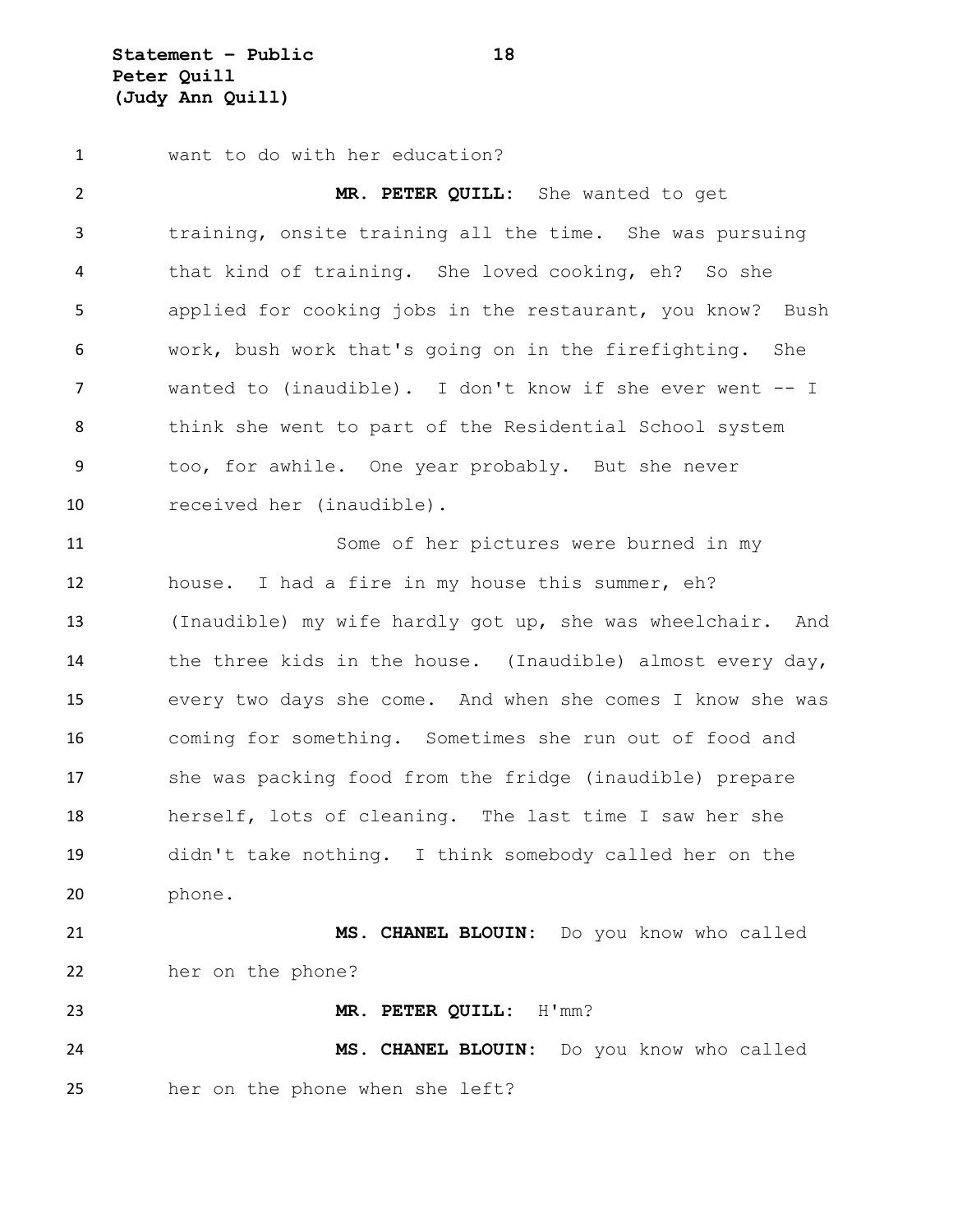want to do with her education?

**MR. PETER QUILL:** She wanted to get training, onsite training all the time. She was pursuing that kind of training. She loved cooking, eh? So she applied for cooking jobs in the restaurant, you know? Bush work, bush work that's going on in the firefighting. She wanted to (inaudible). I don't know if she ever went -- I think she went to part of the Residential School system too, for awhile. One year probably. But she never received her (inaudible).

Some of her pictures were burned in my house. I had a fire in my house this summer, eh? (Inaudible) my wife hardly got up, she was wheelchair. And the three kids in the house. (Inaudible) almost every day, every two days she come. And when she comes I know she was coming for something. Sometimes she run out of food and she was packing food from the fridge (inaudible) prepare herself, lots of cleaning. The last time I saw her she didn't take nothing. I think somebody called her on the phone.

**MS. CHANEL BLOUIN:** Do you know who called her on the phone?

**MR. PETER QUILL:** H'mm?

**MS. CHANEL BLOUIN:** Do you know who called her on the phone when she left?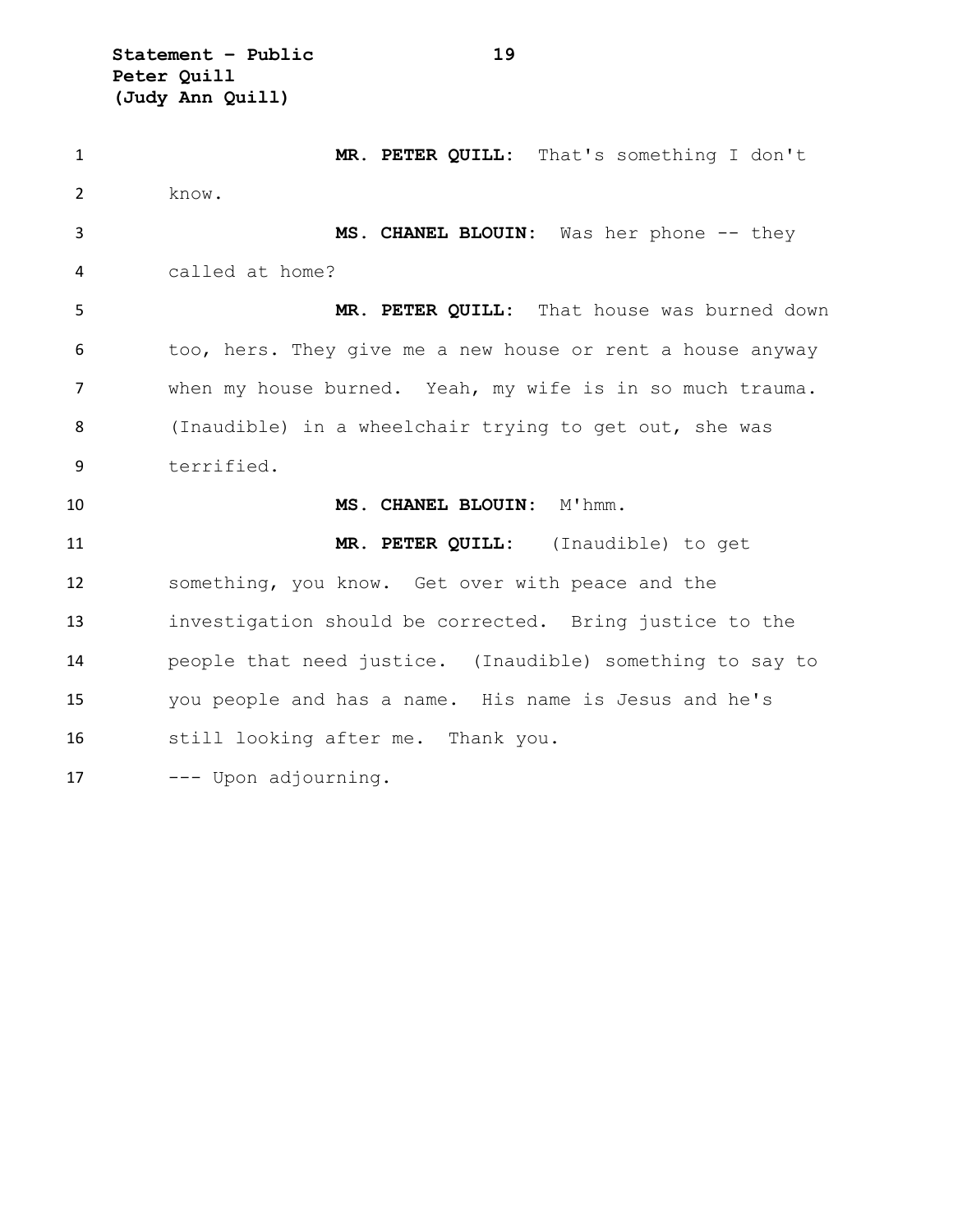**MR. PETER QUILL:** That's something I don't know.

**MS. CHANEL BLOUIN:** Was her phone -- they called at home?

**MR. PETER QUILL:** That house was burned down too, hers. They give me a new house or rent a house anyway when my house burned. Yeah, my wife is in so much trauma. (Inaudible) in a wheelchair trying to get out, she was terrified.

**MS. CHANEL BLOUIN:** M'hmm.

**MR. PETER QUILL:** (Inaudible) to get something, you know. Get over with peace and the investigation should be corrected. Bring justice to the people that need justice. (Inaudible) something to say to you people and has a name. His name is Jesus and he's still looking after me. Thank you.

--- Upon adjourning.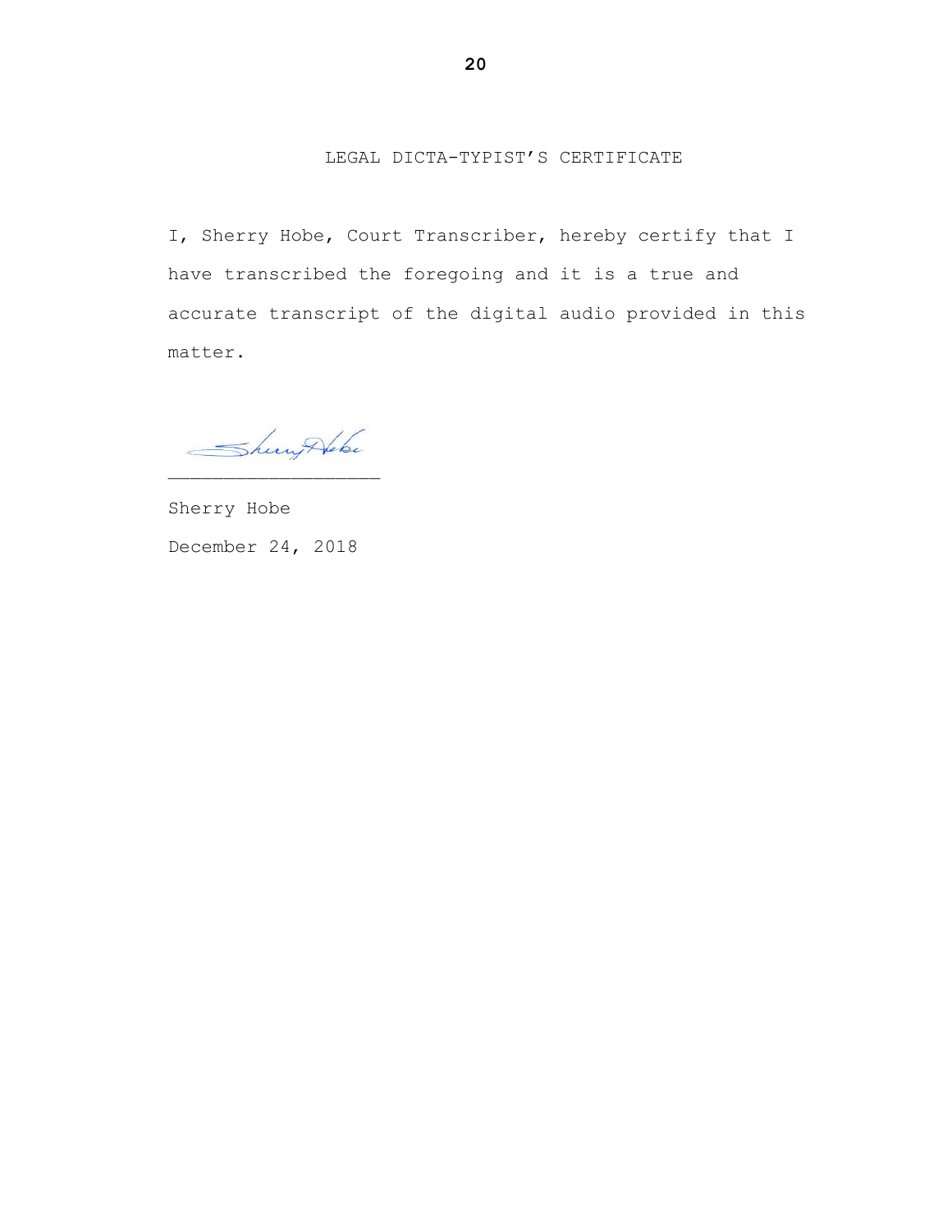LEGAL DICTA-TYPIST'S CERTIFICATE

I, Sherry Hobe, Court Transcriber, hereby certify that I have transcribed the foregoing and it is a true and accurate transcript of the digital audio provided in this matter.

\_\_\_\_\_\_\_\_\_\_\_\_\_\_\_\_\_\_\_

Sherry Hobe

December 24, 2018